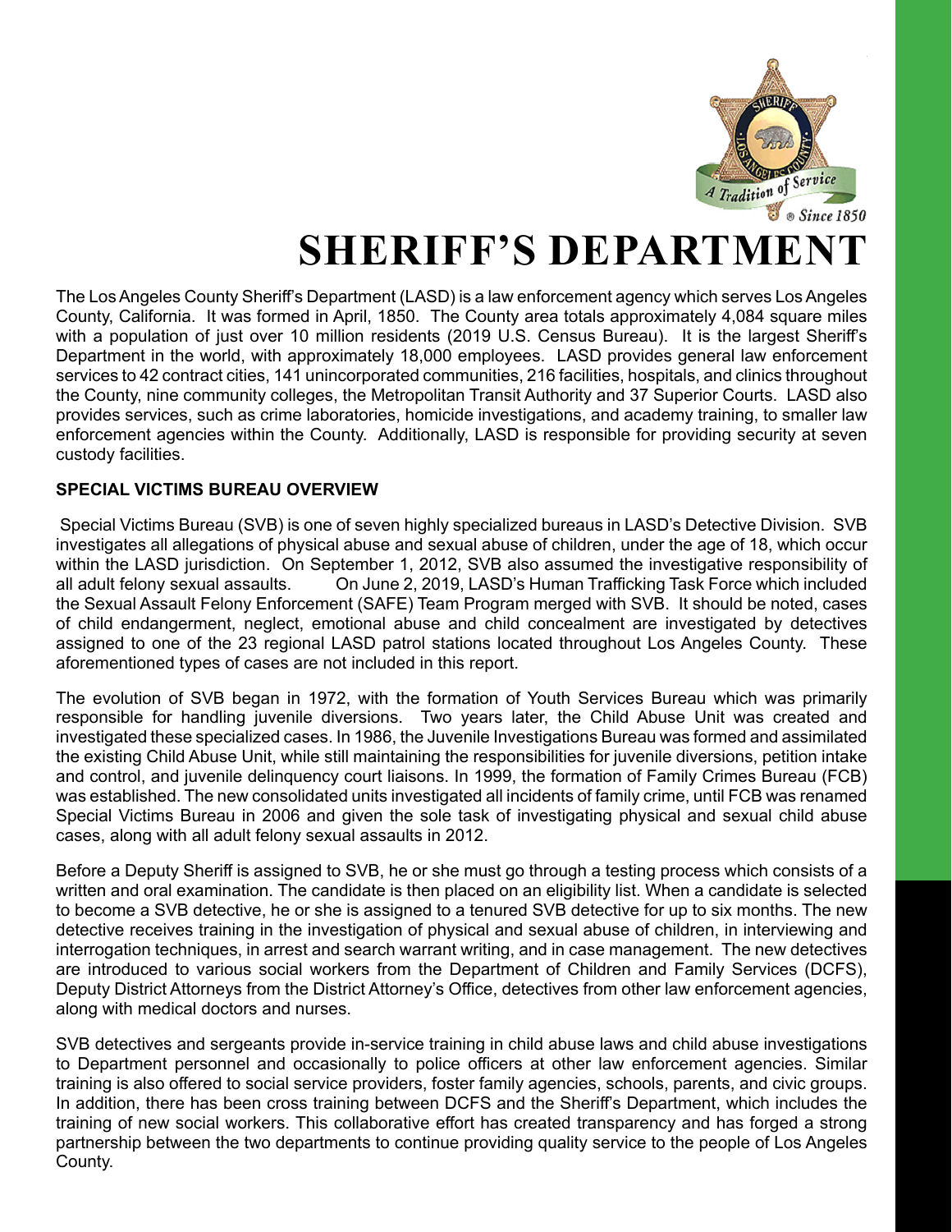# SHERIFF'S DEPARTMENT

The Los Angeles County Sheriff's Department (LASD) is a law enforcement agency which serves Los Angeles County, California. It was formed in April, 1850. The County area totals approximately 4,084 square miles with a population of just over 10 million residents (2019 U.S. Census Bureau). It is the largest Sheriff's Department in the world, with approximately 18,000 employees. LASD provides general law enforcement services to 42 contract cities, 141 unincorporated communities, 216 facilities, hospitals, and clinics throughout the County, nine community colleges, the Metropolitan Transit Authority and 37 Superior Courts. LASD also provides services, such as crime laboratories, homicide investigations, and academy training, to smaller law enforcement agencies within the County. Additionally, LASD is responsible for providing security at seven custody facilities.

**SPECIAL VICTIMS BUREAU OVERVIEW**

Special Victims Bureau (SVB) is one of seven highly specialized bureaus in LASD's Detective Division. SVB investigates all allegations of physical abuse and sexual abuse of children, under the age of 18, which occur within the LASD jurisdiction. On September 1, 2012, SVB also assumed the investigative responsibility of all adult felony sexual assaults. On June 2, 2019, LASD's Human Trafficking Task Force which included the Sexual Assault Felony Enforcement (SAFE) Team Program merged with SVB. It should be noted, cases of child endangerment, neglect, emotional abuse and child concealment are investigated by detectives assigned to one of the 23 regional LASD patrol stations located throughout Los Angeles County. These aforementioned types of cases are not included in this report.

The evolution of SVB began in 1972, with the formation of Youth Services Bureau which was primarily responsible for handling juvenile diversions. Two years later, the Child Abuse Unit was created and investigated these specialized cases. In 1986, the Juvenile Investigations Bureau was formed and assimilated the existing Child Abuse Unit, while still maintaining the responsibilities for juvenile diversions, petition intake and control, and juvenile delinquency court liaisons. In 1999, the formation of Family Crimes Bureau (FCB) was established. The new consolidated units investigated all incidents of family crime, until FCB was renamed Special Victims Bureau in 2006 and given the sole task of investigating physical and sexual child abuse cases, along with all adult felony sexual assaults in 2012.

Before a Deputy Sheriff is assigned to SVB, he or she must go through a testing process which consists of a written and oral examination. The candidate is then placed on an eligibility list. When a candidate is selected to become a SVB detective, he or she is assigned to a tenured SVB detective for up to six months. The new detective receives training in the investigation of physical and sexual abuse of children, in interviewing and interrogation techniques, in arrest and search warrant writing, and in case management. The new detectives are introduced to various social workers from the Department of Children and Family Services (DCFS), Deputy District Attorneys from the District Attorney's Office, detectives from other law enforcement agencies, along with medical doctors and nurses.

SVB detectives and sergeants provide in-service training in child abuse laws and child abuse investigations to Department personnel and occasionally to police officers at other law enforcement agencies. Similar training is also offered to social service providers, foster family agencies, schools, parents, and civic groups. In addition, there has been cross training between DCFS and the Sheriff's Department, which includes the training of new social workers. This collaborative effort has created transparency and has forged a strong partnership between the two departments to continue providing quality service to the people of Los Angeles County.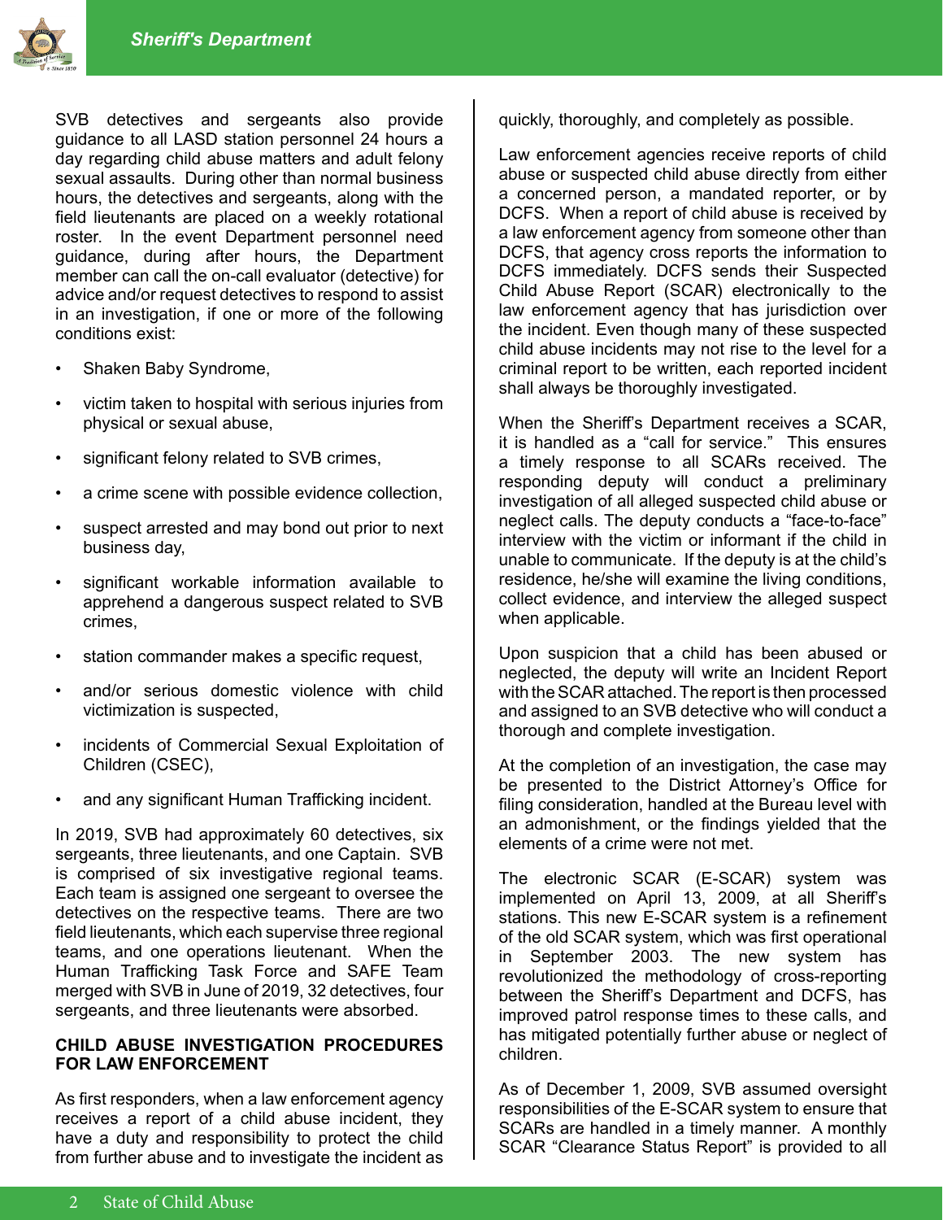SVB detectives and sergeants also provide guidance to all LASD station personnel 24 hours a day regarding child abuse matters and adult felony sexual assaults. During other than normal business hours, the detectives and sergeants, along with the field lieutenants are placed on a weekly rotational roster. In the event Department personnel need guidance, during after hours, the Department member can call the on-call evaluator (detective) for advice and/or request detectives to respond to assist in an investigation, if one or more of the following conditions exist:

- Shaken Baby Syndrome,
- victim taken to hospital with serious injuries from physical or sexual abuse,
- significant felony related to SVB crimes,
- a crime scene with possible evidence collection,
- suspect arrested and may bond out prior to next business day,
- significant workable information available to apprehend a dangerous suspect related to SVB crimes,
- station commander makes a specific request,
- and/or serious domestic violence with child victimization is suspected,
- incidents of Commercial Sexual Exploitation of Children (CSEC),
- and any significant Human Trafficking incident.

In 2019, SVB had approximately 60 detectives, six sergeants, three lieutenants, and one Captain. SVB is comprised of six investigative regional teams. Each team is assigned one sergeant to oversee the detectives on the respective teams. There are two field lieutenants, which each supervise three regional teams, and one operations lieutenant. When the Human Trafficking Task Force and SAFE Team merged with SVB in June of 2019, 32 detectives, four sergeants, and three lieutenants were absorbed.

## CHILD ABUSE INVESTIGATION PROCEDURES FOR LAW ENFORCEMENT

As first responders, when a law enforcement agency receives a report of a child abuse incident, they have a duty and responsibility to protect the child from further abuse and to investigate the incident as quickly, thoroughly, and completely as possible.

Law enforcement agencies receive reports of child abuse or suspected child abuse directly from either a concerned person, a mandated reporter, or by DCFS. When a report of child abuse is received by a law enforcement agency from someone other than DCFS, that agency cross reports the information to DCFS immediately. DCFS sends their Suspected Child Abuse Report (SCAR) electronically to the law enforcement agency that has jurisdiction over the incident. Even though many of these suspected child abuse incidents may not rise to the level for a criminal report to be written, each reported incident shall always be thoroughly investigated.

When the Sheriff's Department receives a SCAR, it is handled as a "call for service." This ensures a timely response to all SCARs received. The responding deputy will conduct a preliminary investigation of all alleged suspected child abuse or neglect calls. The deputy conducts a "face-to-face" interview with the victim or informant if the child in unable to communicate. If the deputy is at the child's residence, he/she will examine the living conditions, collect evidence, and interview the alleged suspect when applicable.

Upon suspicion that a child has been abused or neglected, the deputy will write an Incident Report with the SCAR attached. The report is then processed and assigned to an SVB detective who will conduct a thorough and complete investigation.

At the completion of an investigation, the case may be presented to the District Attorney's Office for filing consideration, handled at the Bureau level with an admonishment, or the findings yielded that the elements of a crime were not met.

The electronic SCAR (E-SCAR) system was implemented on April 13, 2009, at all Sheriff's stations. This new E-SCAR system is a refinement of the old SCAR system, which was first operational in September 2003. The new system has revolutionized the methodology of cross-reporting between the Sheriff's Department and DCFS, has improved patrol response times to these calls, and has mitigated potentially further abuse or neglect of children.

As of December 1, 2009, SVB assumed oversight responsibilities of the E-SCAR system to ensure that SCARs are handled in a timely manner. A monthly SCAR "Clearance Status Report" is provided to all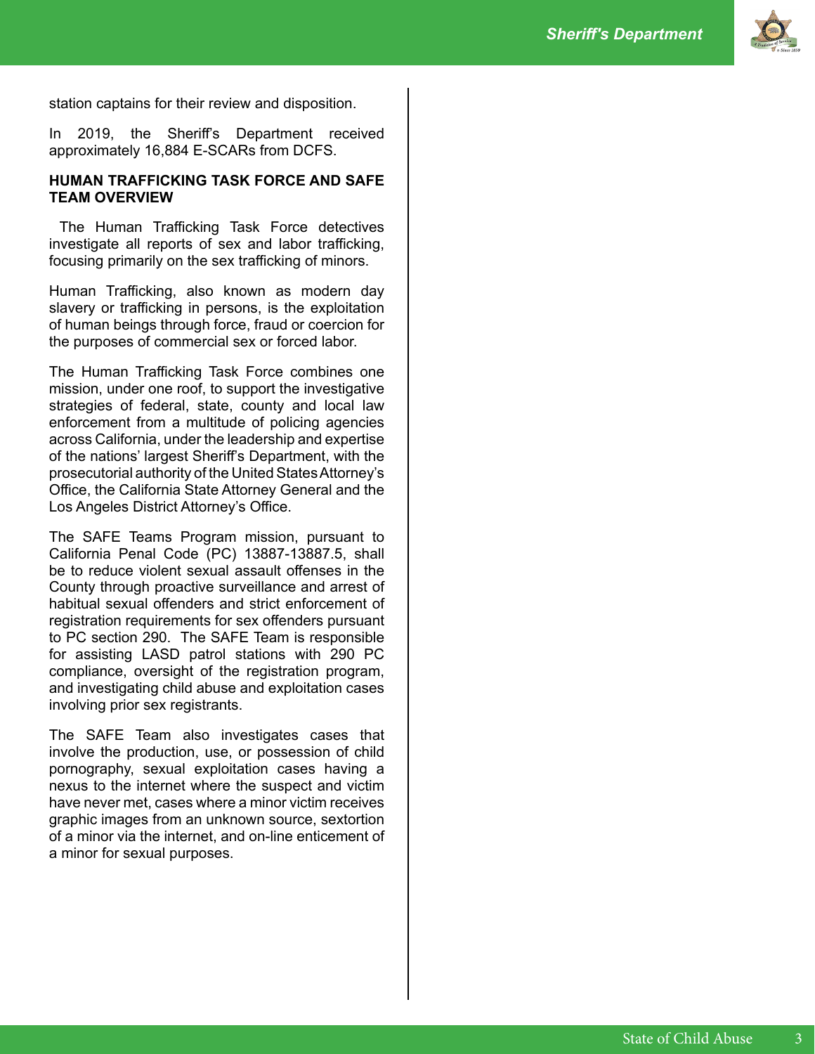station captains for their review and disposition.

In 2019, the Sheriff's Department received approximately 16,884 E-SCARs from DCFS.

**HUMAN TRAFFICKING TASK FORCE AND SAFE TEAM OVERVIEW**

The Human Trafficking Task Force detectives investigate all reports of sex and labor trafficking, focusing primarily on the sex trafficking of minors.

Human Trafficking, also known as modern day slavery or trafficking in persons, is the exploitation of human beings through force, fraud or coercion for the purposes of commercial sex or forced labor.

The Human Trafficking Task Force combines one mission, under one roof, to support the investigative strategies of federal, state, county and local law enforcement from a multitude of policing agencies across California, under the leadership and expertise of the nations' largest Sheriff's Department, with the prosecutorial authority of the United States Attorney's Office, the California State Attorney General and the Los Angeles District Attorney's Office.

The SAFE Teams Program mission, pursuant to California Penal Code (PC) 13887-13887.5, shall be to reduce violent sexual assault offenses in the County through proactive surveillance and arrest of habitual sexual offenders and strict enforcement of registration requirements for sex offenders pursuant to PC section 290. The SAFE Team is responsible for assisting LASD patrol stations with 290 PC compliance, oversight of the registration program, and investigating child abuse and exploitation cases involving prior sex registrants.

The SAFE Team also investigates cases that involve the production, use, or possession of child pornography, sexual exploitation cases having a nexus to the internet where the suspect and victim have never met, cases where a minor victim receives graphic images from an unknown source, sextortion of a minor via the internet, and on-line enticement of a minor for sexual purposes.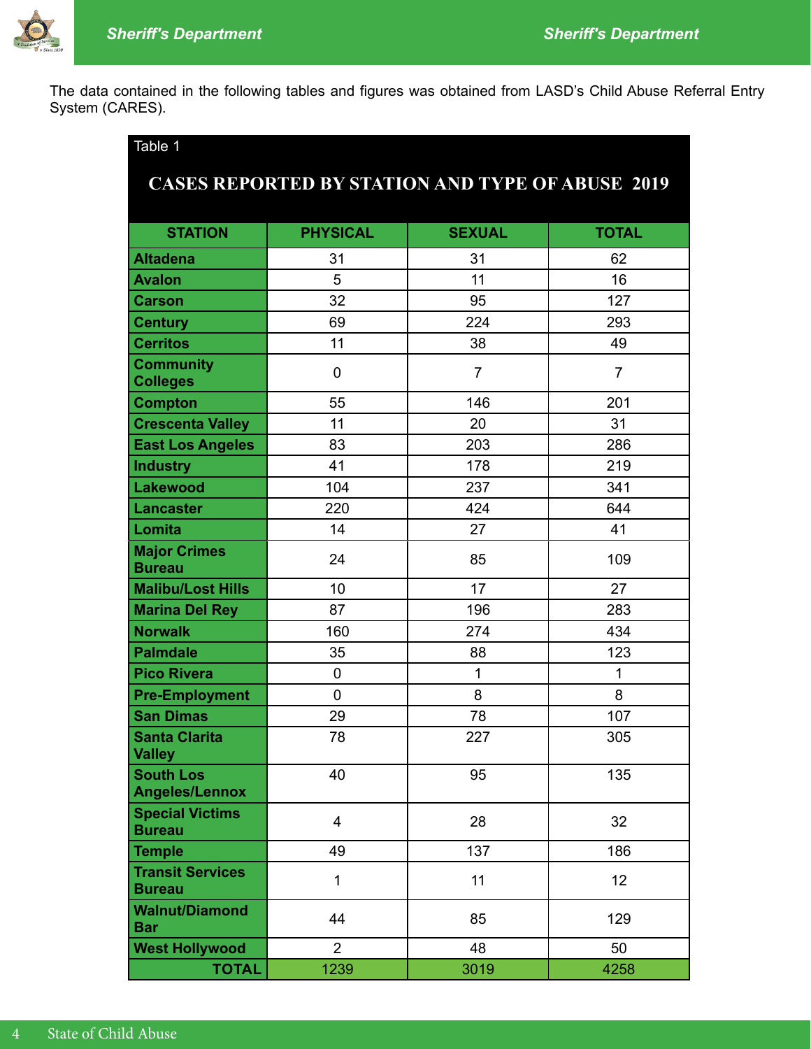The data contained in the following tables and figures was obtained from LASD's Child Abuse Referral Entry System (CARES).

Table 1

**CASES REPORTED BY STATION AND TYPE OF ABUSE 2019**

| STATION | PHYSICAL | SEXUAL | TOTAL |
|---|---|---|---|
| Altadena | 31 | 31 | 62 |
| Avalon | 5 | 11 | 16 |
| Carson | 32 | 95 | 127 |
| Century | 69 | 224 | 293 |
| Cerritos | 11 | 38 | 49 |
| Community Colleges | 0 | 7 | 7 |
| Compton | 55 | 146 | 201 |
| Crescenta Valley | 11 | 20 | 31 |
| East Los Angeles | 83 | 203 | 286 |
| Industry | 41 | 178 | 219 |
| Lakewood | 104 | 237 | 341 |
| Lancaster | 220 | 424 | 644 |
| Lomita | 14 | 27 | 41 |
| Major Crimes Bureau | 24 | 85 | 109 |
| Malibu/Lost Hills | 10 | 17 | 27 |
| Marina Del Rey | 87 | 196 | 283 |
| Norwalk | 160 | 274 | 434 |
| Palmdale | 35 | 88 | 123 |
| Pico Rivera | 0 | 1 | 1 |
| Pre-Employment | 0 | 8 | 8 |
| San Dimas | 29 | 78 | 107 |
| Santa Clarita Valley | 78 | 227 | 305 |
| South Los Angeles/Lennox | 40 | 95 | 135 |
| Special Victims Bureau | 4 | 28 | 32 |
| Temple | 49 | 137 | 186 |
| Transit Services Bureau | 1 | 11 | 12 |
| Walnut/Diamond Bar | 44 | 85 | 129 |
| West Hollywood | 2 | 48 | 50 |
| **TOTAL** | 1239 | 3019 | 4258 |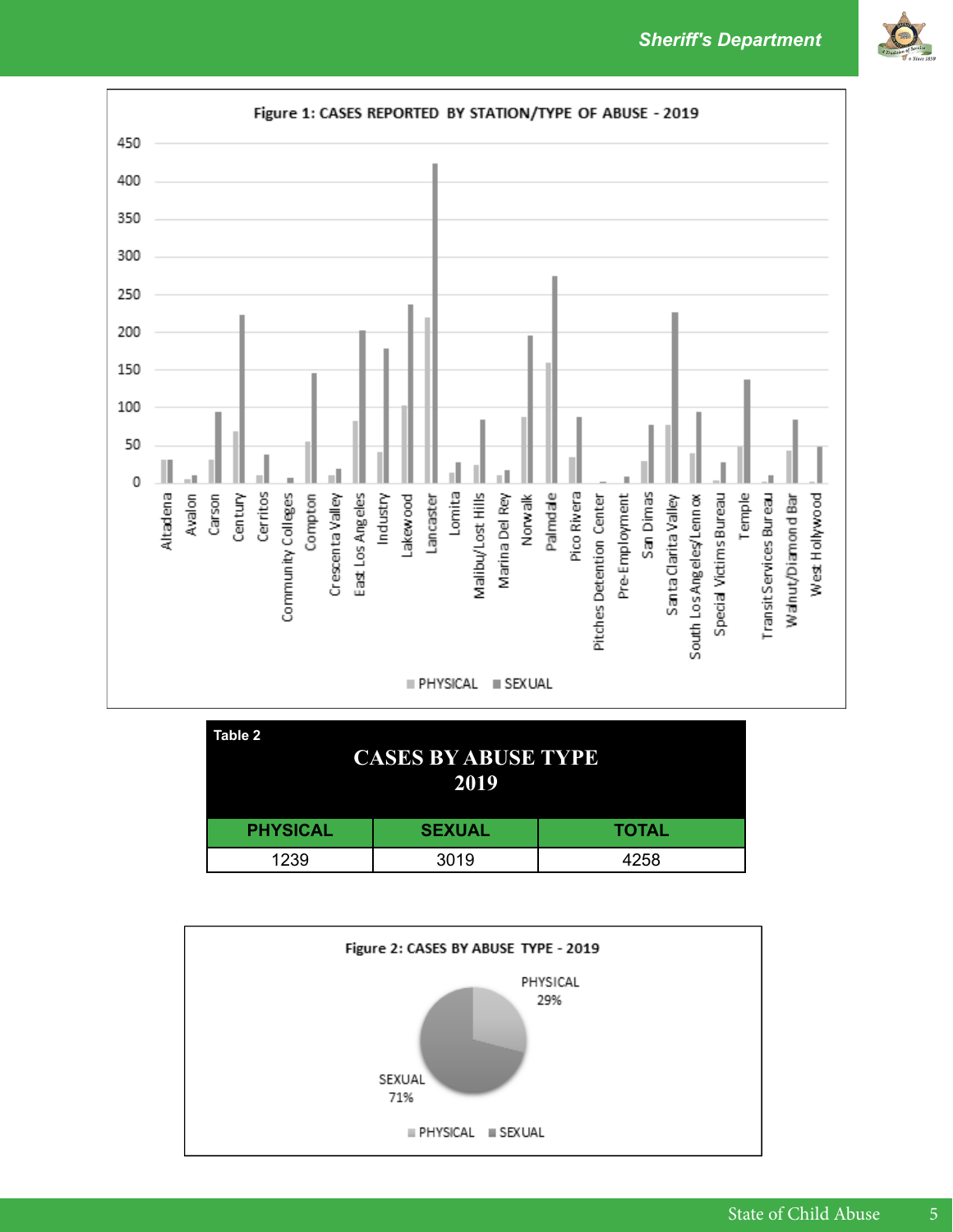Figure 1: CASES REPORTED BY STATION/TYPE OF ABUSE - 2019

Table 2

**CASES BY ABUSE TYPE 2019**

| PHYSICAL | SEXUAL | TOTAL |
|---|---|---|
| 1239 | 3019 | 4258 |

Figure 2: CASES BY ABUSE TYPE - 2019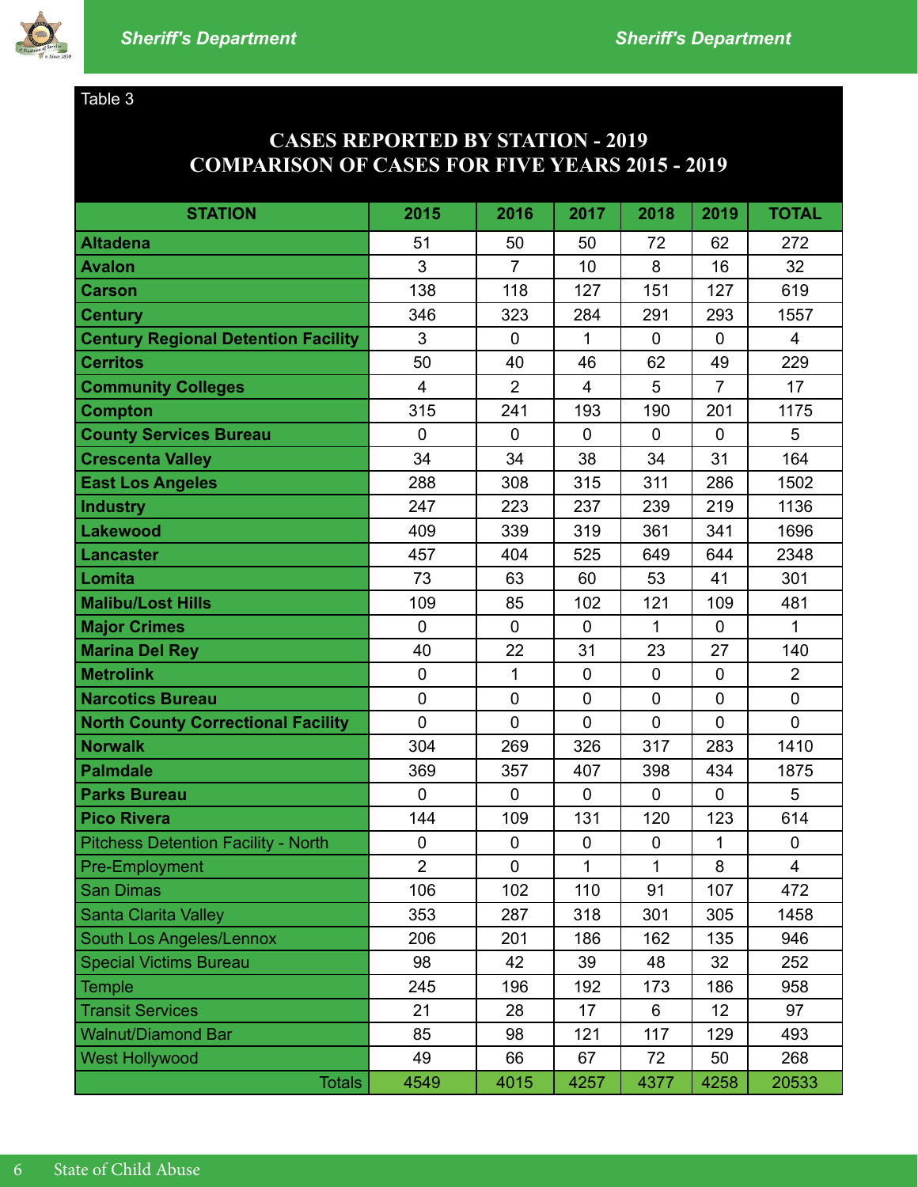Table 3

## CASES REPORTED BY STATION - 2019
## COMPARISON OF CASES FOR FIVE YEARS 2015 - 2019

| STATION | 2015 | 2016 | 2017 | 2018 | 2019 | TOTAL |
|---|---|---|---|---|---|---|
| **Altadena** | 51 | 50 | 50 | 72 | 62 | 272 |
| **Avalon** | 3 | 7 | 10 | 8 | 16 | 32 |
| **Carson** | 138 | 118 | 127 | 151 | 127 | 619 |
| **Century** | 346 | 323 | 284 | 291 | 293 | 1557 |
| **Century Regional Detention Facility** | 3 | 0 | 1 | 0 | 0 | 4 |
| **Cerritos** | 50 | 40 | 46 | 62 | 49 | 229 |
| **Community Colleges** | 4 | 2 | 4 | 5 | 7 | 17 |
| **Compton** | 315 | 241 | 193 | 190 | 201 | 1175 |
| **County Services Bureau** | 0 | 0 | 0 | 0 | 0 | 5 |
| **Crescenta Valley** | 34 | 34 | 38 | 34 | 31 | 164 |
| **East Los Angeles** | 288 | 308 | 315 | 311 | 286 | 1502 |
| **Industry** | 247 | 223 | 237 | 239 | 219 | 1136 |
| **Lakewood** | 409 | 339 | 319 | 361 | 341 | 1696 |
| **Lancaster** | 457 | 404 | 525 | 649 | 644 | 2348 |
| **Lomita** | 73 | 63 | 60 | 53 | 41 | 301 |
| **Malibu/Lost Hills** | 109 | 85 | 102 | 121 | 109 | 481 |
| **Major Crimes** | 0 | 0 | 0 | 1 | 0 | 1 |
| **Marina Del Rey** | 40 | 22 | 31 | 23 | 27 | 140 |
| **Metrolink** | 0 | 1 | 0 | 0 | 0 | 2 |
| **Narcotics Bureau** | 0 | 0 | 0 | 0 | 0 | 0 |
| **North County Correctional Facility** | 0 | 0 | 0 | 0 | 0 | 0 |
| **Norwalk** | 304 | 269 | 326 | 317 | 283 | 1410 |
| **Palmdale** | 369 | 357 | 407 | 398 | 434 | 1875 |
| **Parks Bureau** | 0 | 0 | 0 | 0 | 0 | 5 |
| **Pico Rivera** | 144 | 109 | 131 | 120 | 123 | 614 |
| Pitchess Detention Facility - North | 0 | 0 | 0 | 0 | 1 | 0 |
| Pre-Employment | 2 | 0 | 1 | 1 | 8 | 4 |
| San Dimas | 106 | 102 | 110 | 91 | 107 | 472 |
| Santa Clarita Valley | 353 | 287 | 318 | 301 | 305 | 1458 |
| South Los Angeles/Lennox | 206 | 201 | 186 | 162 | 135 | 946 |
| Special Victims Bureau | 98 | 42 | 39 | 48 | 32 | 252 |
| Temple | 245 | 196 | 192 | 173 | 186 | 958 |
| Transit Services | 21 | 28 | 17 | 6 | 12 | 97 |
| Walnut/Diamond Bar | 85 | 98 | 121 | 117 | 129 | 493 |
| West Hollywood | 49 | 66 | 67 | 72 | 50 | 268 |
| Totals | 4549 | 4015 | 4257 | 4377 | 4258 | 20533 |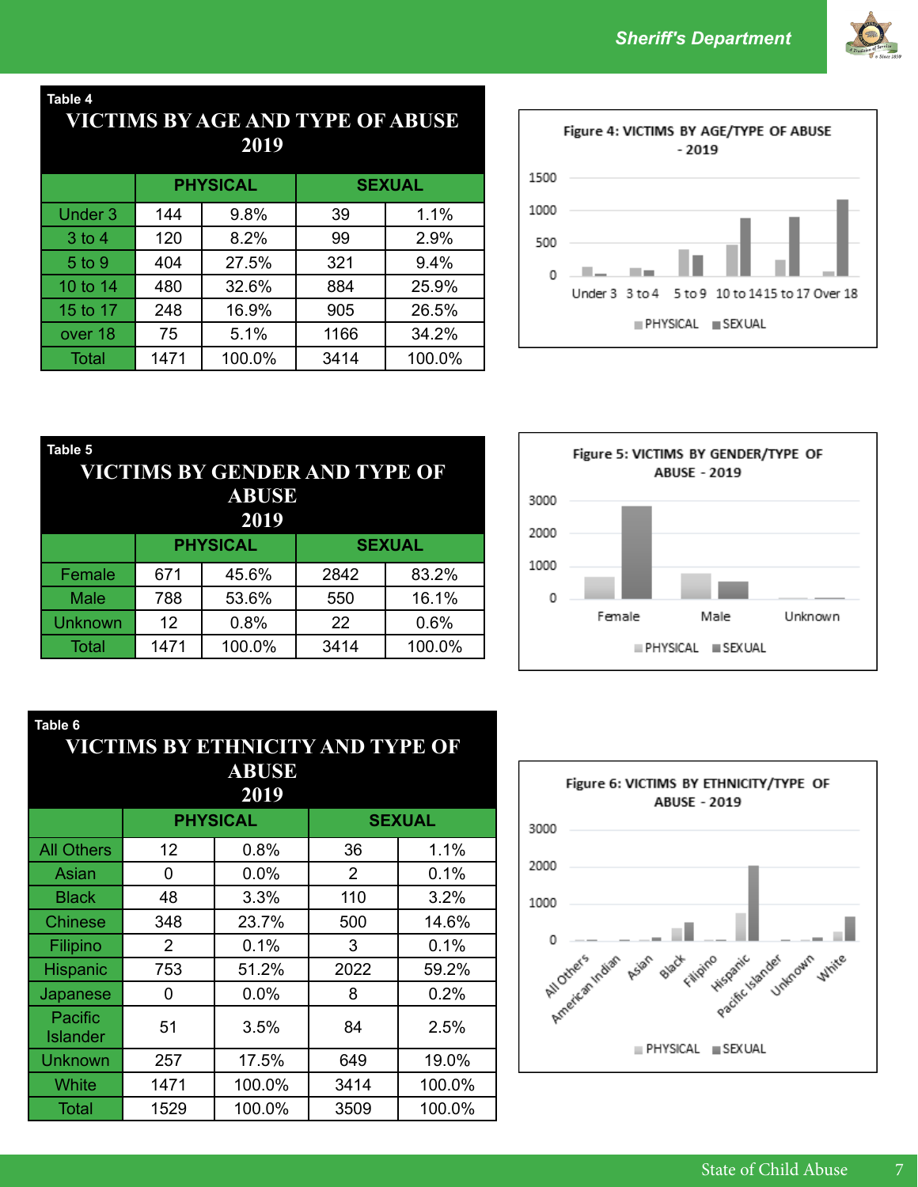**Table 4**

# VICTIMS BY AGE AND TYPE OF ABUSE 2019

| | PHYSICAL | | SEXUAL | |
|---|---|---|---|---|
| Under 3 | 144 | 9.8% | 39 | 1.1% |
| 3 to 4 | 120 | 8.2% | 99 | 2.9% |
| 5 to 9 | 404 | 27.5% | 321 | 9.4% |
| 10 to 14 | 480 | 32.6% | 884 | 25.9% |
| 15 to 17 | 248 | 16.9% | 905 | 26.5% |
| over 18 | 75 | 5.1% | 1166 | 34.2% |
| Total | 1471 | 100.0% | 3414 | 100.0% |

Figure 4: VICTIMS BY AGE/TYPE OF ABUSE - 2019

**Table 5**

# VICTIMS BY GENDER AND TYPE OF ABUSE 2019

| | PHYSICAL | | SEXUAL | |
|---|---|---|---|---|
| Female | 671 | 45.6% | 2842 | 83.2% |
| Male | 788 | 53.6% | 550 | 16.1% |
| Unknown | 12 | 0.8% | 22 | 0.6% |
| Total | 1471 | 100.0% | 3414 | 100.0% |

Figure 5: VICTIMS BY GENDER/TYPE OF ABUSE - 2019

**Table 6**

# VICTIMS BY ETHNICITY AND TYPE OF ABUSE 2019

| | PHYSICAL | | SEXUAL | |
|---|---|---|---|---|
| All Others | 12 | 0.8% | 36 | 1.1% |
| Asian | 0 | 0.0% | 2 | 0.1% |
| Black | 48 | 3.3% | 110 | 3.2% |
| Chinese | 348 | 23.7% | 500 | 14.6% |
| Filipino | 2 | 0.1% | 3 | 0.1% |
| Hispanic | 753 | 51.2% | 2022 | 59.2% |
| Japanese | 0 | 0.0% | 8 | 0.2% |
| Pacific Islander | 51 | 3.5% | 84 | 2.5% |
| Unknown | 257 | 17.5% | 649 | 19.0% |
| White | 1471 | 100.0% | 3414 | 100.0% |
| Total | 1529 | 100.0% | 3509 | 100.0% |

Figure 6: VICTIMS BY ETHNICITY/TYPE OF ABUSE - 2019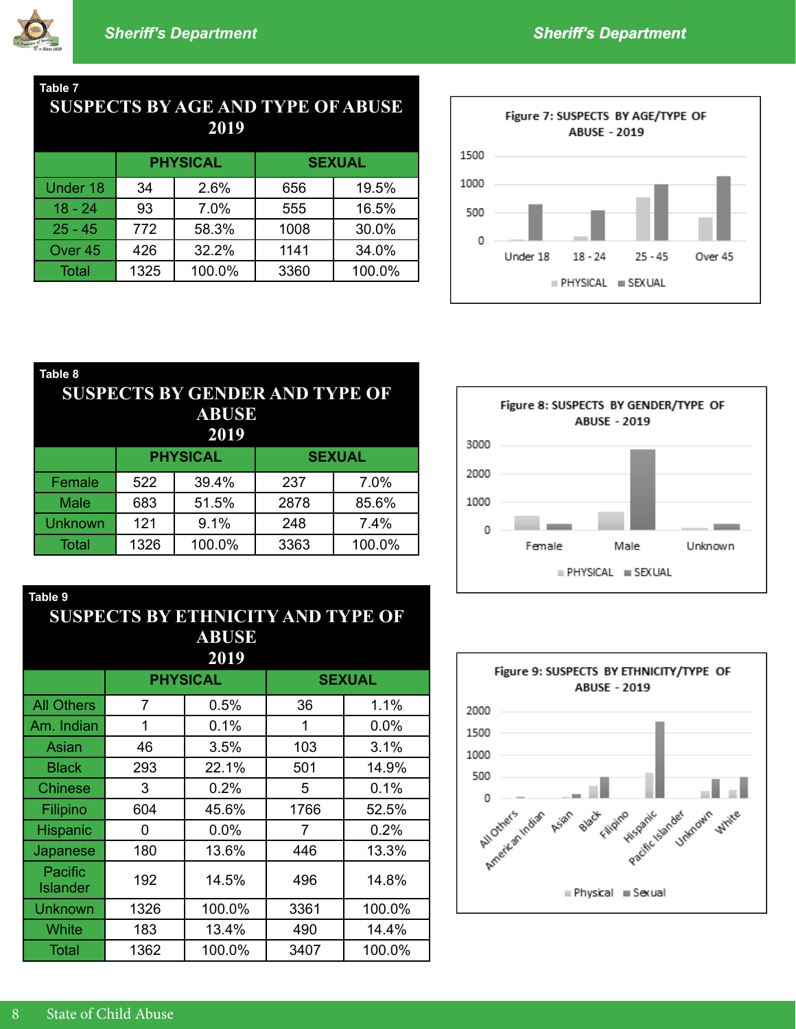Table 7

## SUSPECTS BY AGE AND TYPE OF ABUSE 2019

| | PHYSICAL | | SEXUAL | |
|---|---|---|---|---|
| Under 18 | 34 | 2.6% | 656 | 19.5% |
| 18 - 24 | 93 | 7.0% | 555 | 16.5% |
| 25 - 45 | 772 | 58.3% | 1008 | 30.0% |
| Over 45 | 426 | 32.2% | 1141 | 34.0% |
| Total | 1325 | 100.0% | 3360 | 100.0% |

Figure 7: SUSPECTS BY AGE/TYPE OF ABUSE - 2019

Table 8

## SUSPECTS BY GENDER AND TYPE OF ABUSE 2019

| | PHYSICAL | | SEXUAL | |
|---|---|---|---|---|
| Female | 522 | 39.4% | 237 | 7.0% |
| Male | 683 | 51.5% | 2878 | 85.6% |
| Unknown | 121 | 9.1% | 248 | 7.4% |
| Total | 1326 | 100.0% | 3363 | 100.0% |

Figure 8: SUSPECTS BY GENDER/TYPE OF ABUSE - 2019

Table 9

## SUSPECTS BY ETHNICITY AND TYPE OF ABUSE 2019

| | PHYSICAL | | SEXUAL | |
|---|---|---|---|---|
| All Others | 7 | 0.5% | 36 | 1.1% |
| Am. Indian | 1 | 0.1% | 1 | 0.0% |
| Asian | 46 | 3.5% | 103 | 3.1% |
| Black | 293 | 22.1% | 501 | 14.9% |
| Chinese | 3 | 0.2% | 5 | 0.1% |
| Filipino | 604 | 45.6% | 1766 | 52.5% |
| Hispanic | 0 | 0.0% | 7 | 0.2% |
| Japanese | 180 | 13.6% | 446 | 13.3% |
| Pacific Islander | 192 | 14.5% | 496 | 14.8% |
| Unknown | 1326 | 100.0% | 3361 | 100.0% |
| White | 183 | 13.4% | 490 | 14.4% |
| Total | 1362 | 100.0% | 3407 | 100.0% |

Figure 9: SUSPECTS BY ETHNICITY/TYPE OF ABUSE - 2019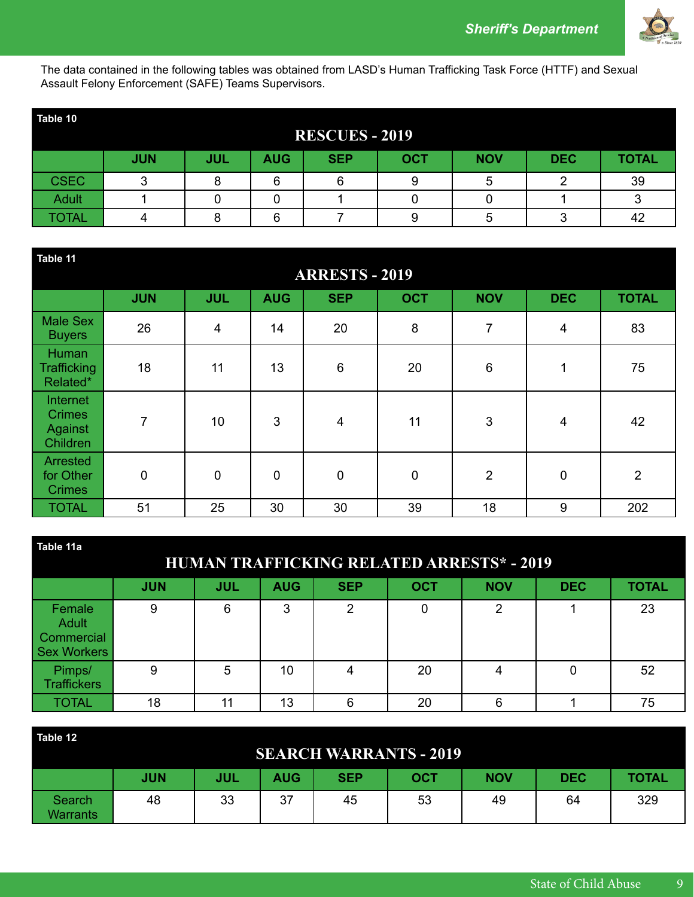The data contained in the following tables was obtained from LASD's Human Trafficking Task Force (HTTF) and Sexual Assault Felony Enforcement (SAFE) Teams Supervisors.

Table 10

**RESCUES - 2019**

| | JUN | JUL | AUG | SEP | OCT | NOV | DEC | TOTAL |
|---|---|---|---|---|---|---|---|---|
| CSEC | 3 | 8 | 6 | 6 | 9 | 5 | 2 | 39 |
| Adult | 1 | 0 | 0 | 1 | 0 | 0 | 1 | 3 |
| TOTAL | 4 | 8 | 6 | 7 | 9 | 5 | 3 | 42 |

Table 11

**ARRESTS - 2019**

| | JUN | JUL | AUG | SEP | OCT | NOV | DEC | TOTAL |
|---|---|---|---|---|---|---|---|---|
| Male Sex Buyers | 26 | 4 | 14 | 20 | 8 | 7 | 4 | 83 |
| Human Trafficking Related* | 18 | 11 | 13 | 6 | 20 | 6 | 1 | 75 |
| Internet Crimes Against Children | 7 | 10 | 3 | 4 | 11 | 3 | 4 | 42 |
| Arrested for Other Crimes | 0 | 0 | 0 | 0 | 0 | 2 | 0 | 2 |
| TOTAL | 51 | 25 | 30 | 30 | 39 | 18 | 9 | 202 |

Table 11a

**HUMAN TRAFFICKING RELATED ARRESTS* - 2019**

| | JUN | JUL | AUG | SEP | OCT | NOV | DEC | TOTAL |
|---|---|---|---|---|---|---|---|---|
| Female Adult Commercial Sex Workers | 9 | 6 | 3 | 2 | 0 | 2 | 1 | 23 |
| Pimps/ Traffickers | 9 | 5 | 10 | 4 | 20 | 4 | 0 | 52 |
| TOTAL | 18 | 11 | 13 | 6 | 20 | 6 | 1 | 75 |

Table 12

**SEARCH WARRANTS - 2019**

| | JUN | JUL | AUG | SEP | OCT | NOV | DEC | TOTAL |
|---|---|---|---|---|---|---|---|---|
| Search Warrants | 48 | 33 | 37 | 45 | 53 | 49 | 64 | 329 |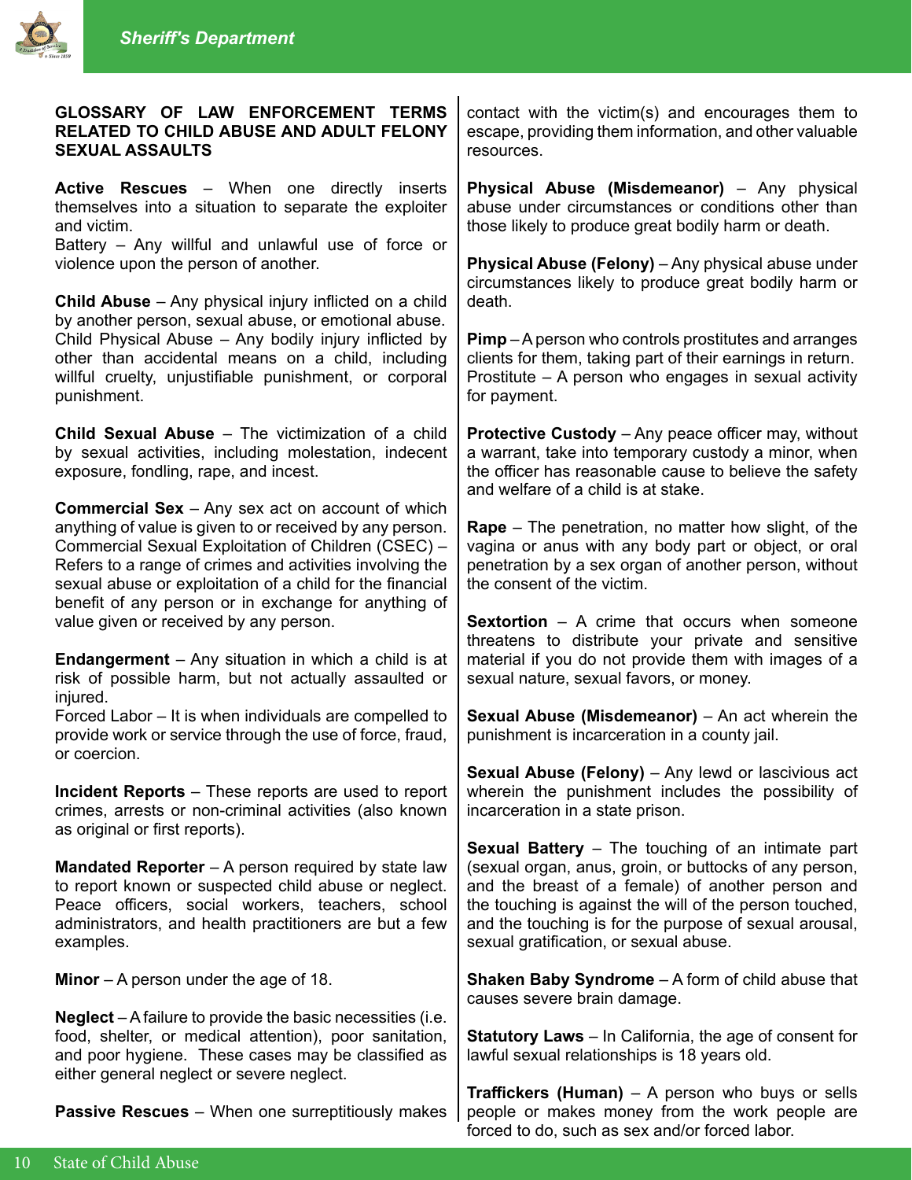## GLOSSARY OF LAW ENFORCEMENT TERMS RELATED TO CHILD ABUSE AND ADULT FELONY SEXUAL ASSAULTS

**Active Rescues** – When one directly inserts themselves into a situation to separate the exploiter and victim.
Battery – Any willful and unlawful use of force or violence upon the person of another.

**Child Abuse** – Any physical injury inflicted on a child by another person, sexual abuse, or emotional abuse.
Child Physical Abuse – Any bodily injury inflicted by other than accidental means on a child, including willful cruelty, unjustifiable punishment, or corporal punishment.

**Child Sexual Abuse** – The victimization of a child by sexual activities, including molestation, indecent exposure, fondling, rape, and incest.

**Commercial Sex** – Any sex act on account of which anything of value is given to or received by any person.
Commercial Sexual Exploitation of Children (CSEC) – Refers to a range of crimes and activities involving the sexual abuse or exploitation of a child for the financial benefit of any person or in exchange for anything of value given or received by any person.

**Endangerment** – Any situation in which a child is at risk of possible harm, but not actually assaulted or injured.
Forced Labor – It is when individuals are compelled to provide work or service through the use of force, fraud, or coercion.

**Incident Reports** – These reports are used to report crimes, arrests or non-criminal activities (also known as original or first reports).

**Mandated Reporter** – A person required by state law to report known or suspected child abuse or neglect. Peace officers, social workers, teachers, school administrators, and health practitioners are but a few examples.

**Minor** – A person under the age of 18.

**Neglect** – A failure to provide the basic necessities (i.e. food, shelter, or medical attention), poor sanitation, and poor hygiene. These cases may be classified as either general neglect or severe neglect.

**Passive Rescues** – When one surreptitiously makes contact with the victim(s) and encourages them to escape, providing them information, and other valuable resources.

**Physical Abuse (Misdemeanor)** – Any physical abuse under circumstances or conditions other than those likely to produce great bodily harm or death.

**Physical Abuse (Felony)** – Any physical abuse under circumstances likely to produce great bodily harm or death.

**Pimp** – A person who controls prostitutes and arranges clients for them, taking part of their earnings in return.
Prostitute – A person who engages in sexual activity for payment.

**Protective Custody** – Any peace officer may, without a warrant, take into temporary custody a minor, when the officer has reasonable cause to believe the safety and welfare of a child is at stake.

**Rape** – The penetration, no matter how slight, of the vagina or anus with any body part or object, or oral penetration by a sex organ of another person, without the consent of the victim.

**Sextortion** – A crime that occurs when someone threatens to distribute your private and sensitive material if you do not provide them with images of a sexual nature, sexual favors, or money.

**Sexual Abuse (Misdemeanor)** – An act wherein the punishment is incarceration in a county jail.

**Sexual Abuse (Felony)** – Any lewd or lascivious act wherein the punishment includes the possibility of incarceration in a state prison.

**Sexual Battery** – The touching of an intimate part (sexual organ, anus, groin, or buttocks of any person, and the breast of a female) of another person and the touching is against the will of the person touched, and the touching is for the purpose of sexual arousal, sexual gratification, or sexual abuse.

**Shaken Baby Syndrome** – A form of child abuse that causes severe brain damage.

**Statutory Laws** – In California, the age of consent for lawful sexual relationships is 18 years old.

**Traffickers (Human)** – A person who buys or sells people or makes money from the work people are forced to do, such as sex and/or forced labor.